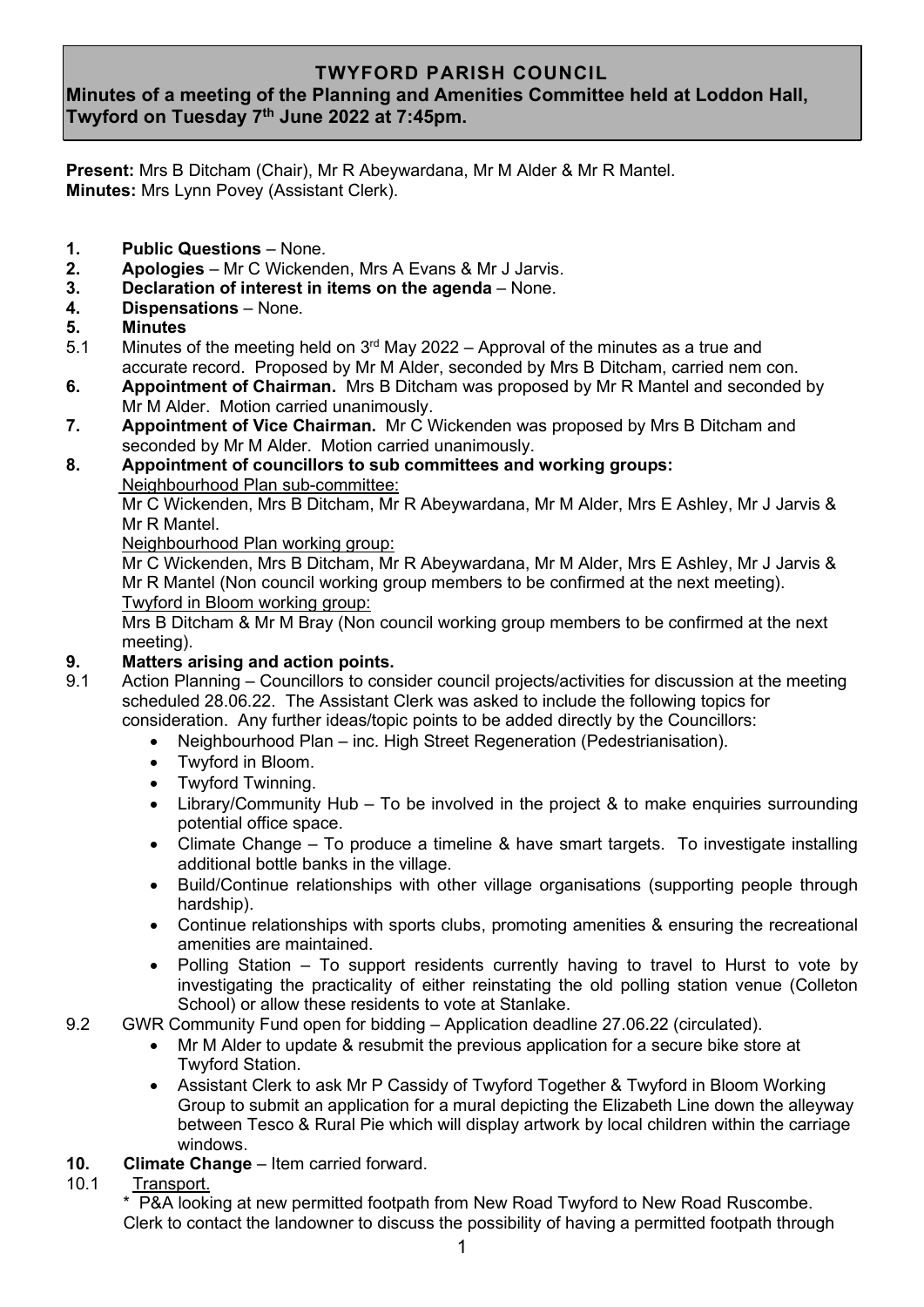# TWYFORD PARISH COUNCIL

## Minutes of a meeting of the Planning and Amenities Committee held at Loddon Hall, Twyford on Tuesday 7th June 2022 at 7:45pm.

**Present:** Mrs B Ditcham (Chair), Mr R Abeywardana, Mr M Alder & Mr R Mantel.
**Minutes:** Mrs Lynn Povey (Assistant Clerk).

**1. Public Questions** – None.

**2. Apologies** – Mr C Wickenden, Mrs A Evans & Mr J Jarvis.

**3. Declaration of interest in items on the agenda** – None.

**4. Dispensations** – None.

**5. Minutes**

5.1 Minutes of the meeting held on 3rd May 2022 – Approval of the minutes as a true and accurate record. Proposed by Mr M Alder, seconded by Mrs B Ditcham, carried nem con.

**6. Appointment of Chairman.** Mrs B Ditcham was proposed by Mr R Mantel and seconded by Mr M Alder. Motion carried unanimously.

**7. Appointment of Vice Chairman.** Mr C Wickenden was proposed by Mrs B Ditcham and seconded by Mr M Alder. Motion carried unanimously.

**8. Appointment of councillors to sub committees and working groups:**

Neighbourhood Plan sub-committee:
Mr C Wickenden, Mrs B Ditcham, Mr R Abeywardana, Mr M Alder, Mrs E Ashley, Mr J Jarvis & Mr R Mantel.

Neighbourhood Plan working group:
Mr C Wickenden, Mrs B Ditcham, Mr R Abeywardana, Mr M Alder, Mrs E Ashley, Mr J Jarvis & Mr R Mantel (Non council working group members to be confirmed at the next meeting).

Twyford in Bloom working group:
Mrs B Ditcham & Mr M Bray (Non council working group members to be confirmed at the next meeting).

**9. Matters arising and action points.**

9.1 Action Planning – Councillors to consider council projects/activities for discussion at the meeting scheduled 28.06.22. The Assistant Clerk was asked to include the following topics for consideration. Any further ideas/topic points to be added directly by the Councillors:

- Neighbourhood Plan – inc. High Street Regeneration (Pedestrianisation).
- Twyford in Bloom.
- Twyford Twinning.
- Library/Community Hub – To be involved in the project & to make enquiries surrounding potential office space.
- Climate Change – To produce a timeline & have smart targets. To investigate installing additional bottle banks in the village.
- Build/Continue relationships with other village organisations (supporting people through hardship).
- Continue relationships with sports clubs, promoting amenities & ensuring the recreational amenities are maintained.
- Polling Station – To support residents currently having to travel to Hurst to vote by investigating the practicality of either reinstating the old polling station venue (Colleton School) or allow these residents to vote at Stanlake.

9.2 GWR Community Fund open for bidding – Application deadline 27.06.22 (circulated).

- Mr M Alder to update & resubmit the previous application for a secure bike store at Twyford Station.
- Assistant Clerk to ask Mr P Cassidy of Twyford Together & Twyford in Bloom Working Group to submit an application for a mural depicting the Elizabeth Line down the alleyway between Tesco & Rural Pie which will display artwork by local children within the carriage windows.

**10. Climate Change** – Item carried forward.

10.1 Transport.

* P&A looking at new permitted footpath from New Road Twyford to New Road Ruscombe. Clerk to contact the landowner to discuss the possibility of having a permitted footpath through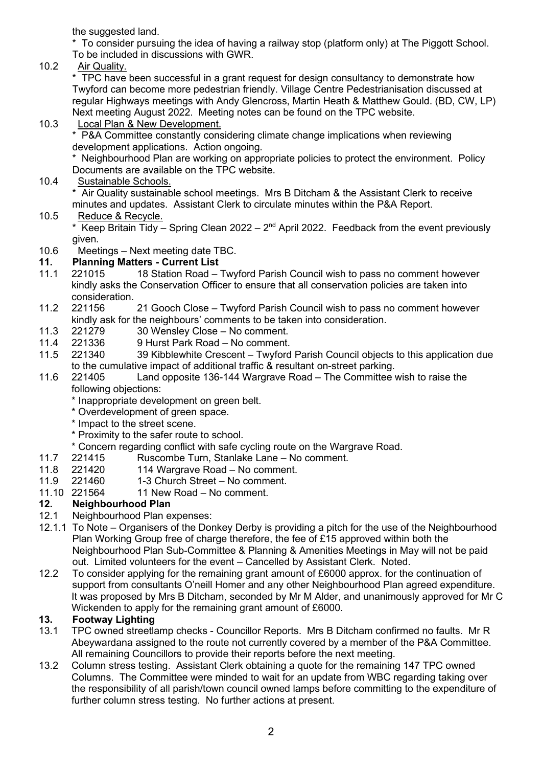the suggested land.

* To consider pursuing the idea of having a railway stop (platform only) at The Piggott School. To be included in discussions with GWR.

10.2 Air Quality.

* TPC have been successful in a grant request for design consultancy to demonstrate how Twyford can become more pedestrian friendly. Village Centre Pedestrianisation discussed at regular Highways meetings with Andy Glencross, Martin Heath & Matthew Gould. (BD, CW, LP) Next meeting August 2022. Meeting notes can be found on the TPC website.

10.3 Local Plan & New Development.

* P&A Committee constantly considering climate change implications when reviewing development applications. Action ongoing.

* Neighbourhood Plan are working on appropriate policies to protect the environment. Policy Documents are available on the TPC website.

10.4 Sustainable Schools.

* Air Quality sustainable school meetings. Mrs B Ditcham & the Assistant Clerk to receive minutes and updates. Assistant Clerk to circulate minutes within the P&A Report.

10.5 Reduce & Recycle.

* Keep Britain Tidy – Spring Clean 2022 – 2nd April 2022. Feedback from the event previously given.

10.6 Meetings – Next meeting date TBC.

## 11. Planning Matters - Current List

11.1 221015 18 Station Road – Twyford Parish Council wish to pass no comment however kindly asks the Conservation Officer to ensure that all conservation policies are taken into consideration.

11.2 221156 21 Gooch Close – Twyford Parish Council wish to pass no comment however kindly ask for the neighbours' comments to be taken into consideration.

11.3 221279 30 Wensley Close – No comment.

11.4 221336 9 Hurst Park Road – No comment.

11.5 221340 39 Kibblewhite Crescent – Twyford Parish Council objects to this application due to the cumulative impact of additional traffic & resultant on-street parking.

11.6 221405 Land opposite 136-144 Wargrave Road – The Committee wish to raise the following objections:

* Inappropriate development on green belt.
* Overdevelopment of green space.
* Impact to the street scene.
* Proximity to the safer route to school.
* Concern regarding conflict with safe cycling route on the Wargrave Road.

11.7 221415 Ruscombe Turn, Stanlake Lane – No comment.

11.8 221420 114 Wargrave Road – No comment.

11.9 221460 1-3 Church Street – No comment.

11.10 221564 11 New Road – No comment.

## 12. Neighbourhood Plan

12.1 Neighbourhood Plan expenses:

12.1.1 To Note – Organisers of the Donkey Derby is providing a pitch for the use of the Neighbourhood Plan Working Group free of charge therefore, the fee of £15 approved within both the Neighbourhood Plan Sub-Committee & Planning & Amenities Meetings in May will not be paid out. Limited volunteers for the event – Cancelled by Assistant Clerk. Noted.

12.2 To consider applying for the remaining grant amount of £6000 approx. for the continuation of support from consultants O'neill Homer and any other Neighbourhood Plan agreed expenditure. It was proposed by Mrs B Ditcham, seconded by Mr M Alder, and unanimously approved for Mr C Wickenden to apply for the remaining grant amount of £6000.

## 13. Footway Lighting

13.1 TPC owned streetlamp checks - Councillor Reports. Mrs B Ditcham confirmed no faults. Mr R Abeywardana assigned to the route not currently covered by a member of the P&A Committee. All remaining Councillors to provide their reports before the next meeting.

13.2 Column stress testing. Assistant Clerk obtaining a quote for the remaining 147 TPC owned Columns. The Committee were minded to wait for an update from WBC regarding taking over the responsibility of all parish/town council owned lamps before committing to the expenditure of further column stress testing. No further actions at present.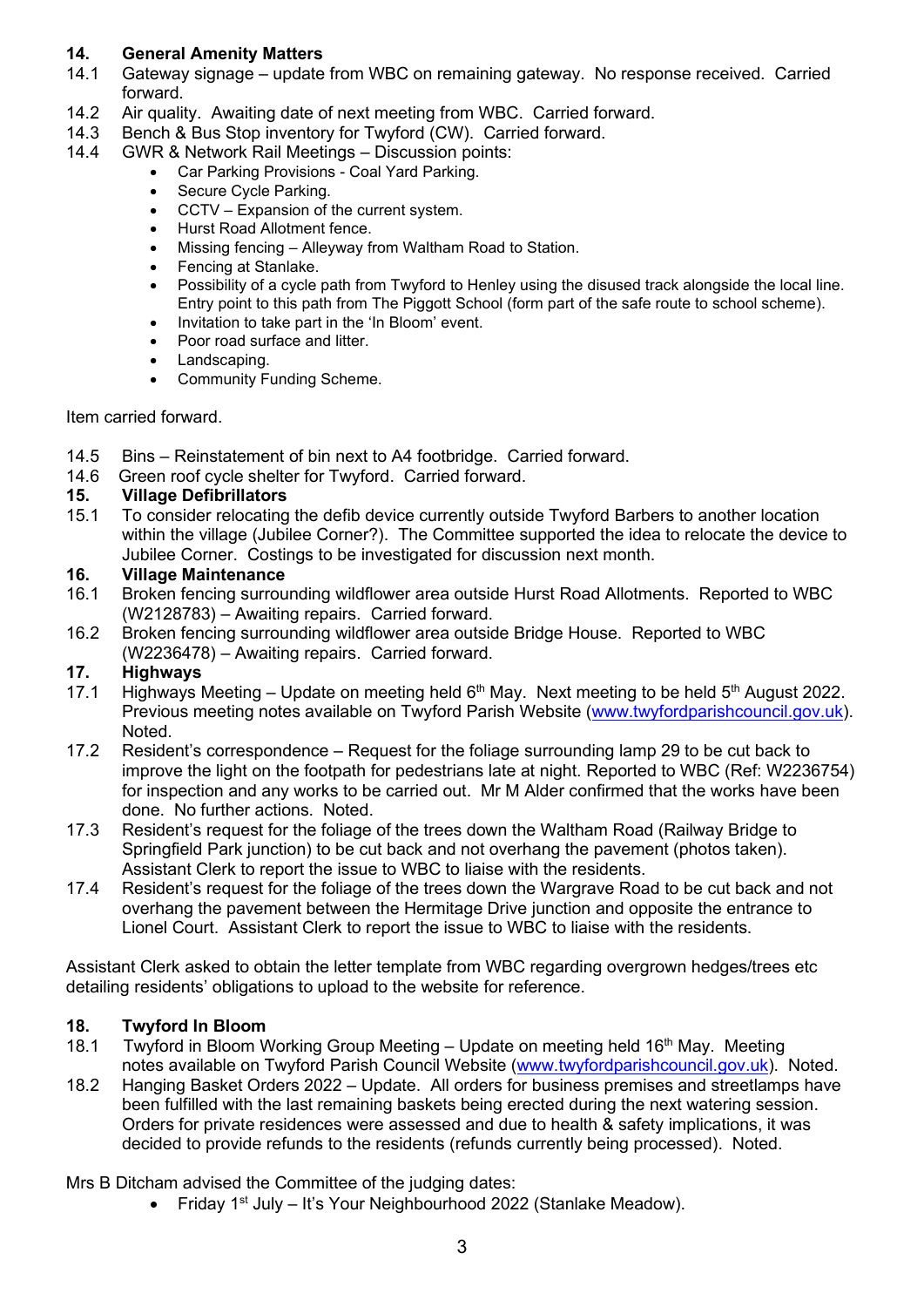**14. General Amenity Matters**

14.1 Gateway signage – update from WBC on remaining gateway. No response received. Carried forward.

14.2 Air quality. Awaiting date of next meeting from WBC. Carried forward.

14.3 Bench & Bus Stop inventory for Twyford (CW). Carried forward.

14.4 GWR & Network Rail Meetings – Discussion points:

- Car Parking Provisions - Coal Yard Parking.
- Secure Cycle Parking.
- CCTV – Expansion of the current system.
- Hurst Road Allotment fence.
- Missing fencing – Alleyway from Waltham Road to Station.
- Fencing at Stanlake.
- Possibility of a cycle path from Twyford to Henley using the disused track alongside the local line. Entry point to this path from The Piggott School (form part of the safe route to school scheme).
- Invitation to take part in the 'In Bloom' event.
- Poor road surface and litter.
- Landscaping.
- Community Funding Scheme.

Item carried forward.

14.5 Bins – Reinstatement of bin next to A4 footbridge. Carried forward.

14.6 Green roof cycle shelter for Twyford. Carried forward.

**15. Village Defibrillators**

15.1 To consider relocating the defib device currently outside Twyford Barbers to another location within the village (Jubilee Corner?). The Committee supported the idea to relocate the device to Jubilee Corner. Costings to be investigated for discussion next month.

**16. Village Maintenance**

16.1 Broken fencing surrounding wildflower area outside Hurst Road Allotments. Reported to WBC (W2128783) – Awaiting repairs. Carried forward.

16.2 Broken fencing surrounding wildflower area outside Bridge House. Reported to WBC (W2236478) – Awaiting repairs. Carried forward.

**17. Highways**

17.1 Highways Meeting – Update on meeting held 6th May. Next meeting to be held 5th August 2022. Previous meeting notes available on Twyford Parish Website (www.twyfordparishcouncil.gov.uk). Noted.

17.2 Resident's correspondence – Request for the foliage surrounding lamp 29 to be cut back to improve the light on the footpath for pedestrians late at night. Reported to WBC (Ref: W2236754) for inspection and any works to be carried out. Mr M Alder confirmed that the works have been done. No further actions. Noted.

17.3 Resident's request for the foliage of the trees down the Waltham Road (Railway Bridge to Springfield Park junction) to be cut back and not overhang the pavement (photos taken). Assistant Clerk to report the issue to WBC to liaise with the residents.

17.4 Resident's request for the foliage of the trees down the Wargrave Road to be cut back and not overhang the pavement between the Hermitage Drive junction and opposite the entrance to Lionel Court. Assistant Clerk to report the issue to WBC to liaise with the residents.

Assistant Clerk asked to obtain the letter template from WBC regarding overgrown hedges/trees etc detailing residents' obligations to upload to the website for reference.

**18. Twyford In Bloom**

18.1 Twyford in Bloom Working Group Meeting – Update on meeting held 16th May. Meeting notes available on Twyford Parish Council Website (www.twyfordparishcouncil.gov.uk). Noted.

18.2 Hanging Basket Orders 2022 – Update. All orders for business premises and streetlamps have been fulfilled with the last remaining baskets being erected during the next watering session. Orders for private residences were assessed and due to health & safety implications, it was decided to provide refunds to the residents (refunds currently being processed). Noted.

Mrs B Ditcham advised the Committee of the judging dates:

- Friday 1st July – It's Your Neighbourhood 2022 (Stanlake Meadow).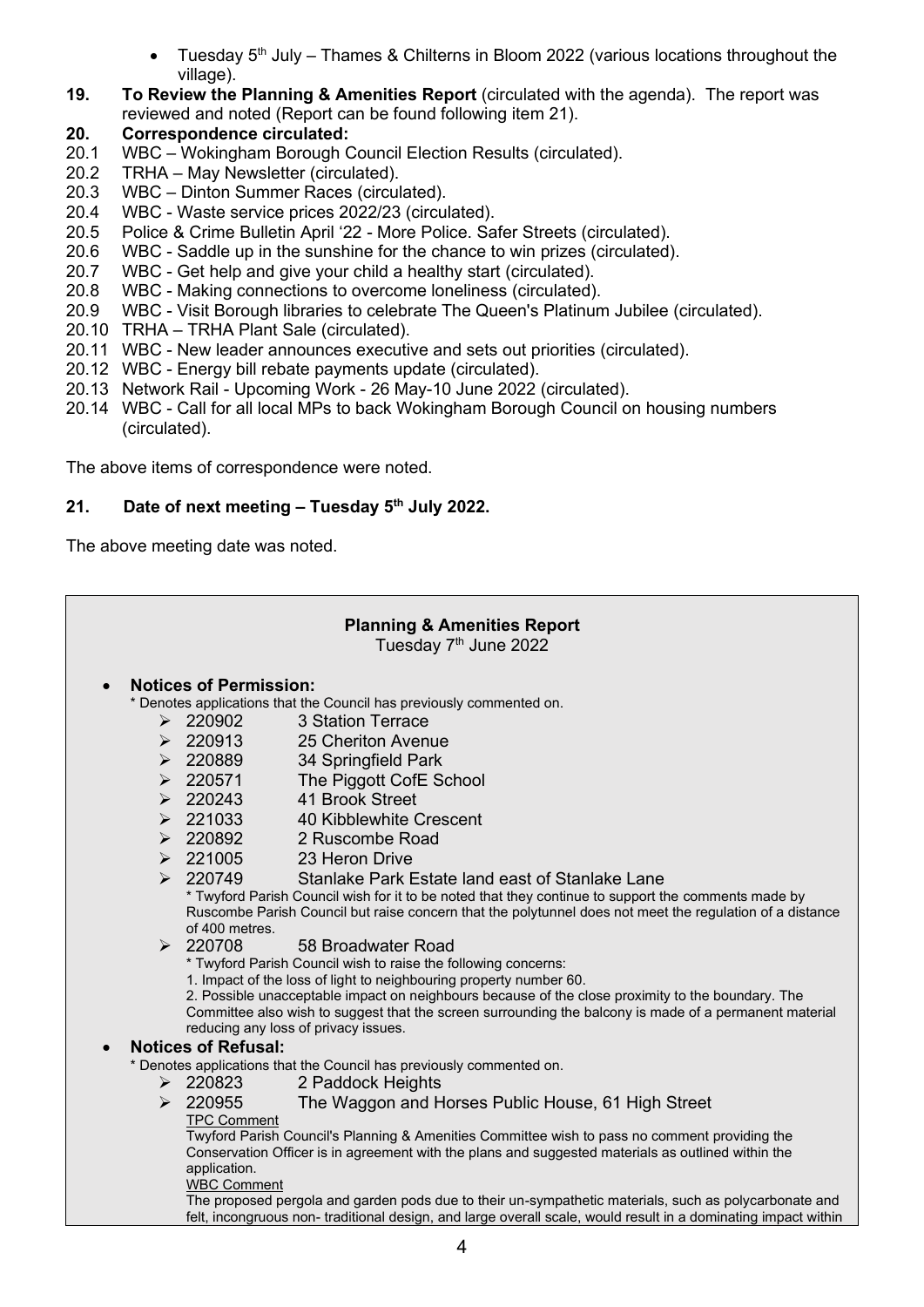- Tuesday 5th July – Thames & Chilterns in Bloom 2022 (various locations throughout the village).

**19. To Review the Planning & Amenities Report** (circulated with the agenda). The report was reviewed and noted (Report can be found following item 21).

**20. Correspondence circulated:**

20.1 WBC – Wokingham Borough Council Election Results (circulated).
20.2 TRHA – May Newsletter (circulated).
20.3 WBC – Dinton Summer Races (circulated).
20.4 WBC - Waste service prices 2022/23 (circulated).
20.5 Police & Crime Bulletin April '22 - More Police. Safer Streets (circulated).
20.6 WBC - Saddle up in the sunshine for the chance to win prizes (circulated).
20.7 WBC - Get help and give your child a healthy start (circulated).
20.8 WBC - Making connections to overcome loneliness (circulated).
20.9 WBC - Visit Borough libraries to celebrate The Queen's Platinum Jubilee (circulated).
20.10 TRHA – TRHA Plant Sale (circulated).
20.11 WBC - New leader announces executive and sets out priorities (circulated).
20.12 WBC - Energy bill rebate payments update (circulated).
20.13 Network Rail - Upcoming Work - 26 May-10 June 2022 (circulated).
20.14 WBC - Call for all local MPs to back Wokingham Borough Council on housing numbers (circulated).

The above items of correspondence were noted.

**21. Date of next meeting – Tuesday 5th July 2022.**

The above meeting date was noted.

**Planning & Amenities Report**
Tuesday 7th June 2022

- **Notices of Permission:**
  * Denotes applications that the Council has previously commented on.
  - 220902 3 Station Terrace
  - 220913 25 Cheriton Avenue
  - 220889 34 Springfield Park
  - 220571 The Piggott CofE School
  - 220243 41 Brook Street
  - 221033 40 Kibblewhite Crescent
  - 220892 2 Ruscombe Road
  - 221005 23 Heron Drive
  - 220749 Stanlake Park Estate land east of Stanlake Lane
    * Twyford Parish Council wish for it to be noted that they continue to support the comments made by Ruscombe Parish Council but raise concern that the polytunnel does not meet the regulation of a distance of 400 metres.
  - 220708 58 Broadwater Road
    * Twyford Parish Council wish to raise the following concerns:
    1. Impact of the loss of light to neighbouring property number 60.
    2. Possible unacceptable impact on neighbours because of the close proximity to the boundary. The Committee also wish to suggest that the screen surrounding the balcony is made of a permanent material reducing any loss of privacy issues.
- **Notices of Refusal:**
  * Denotes applications that the Council has previously commented on.
  - 220823 2 Paddock Heights
  - 220955 The Waggon and Horses Public House, 61 High Street
    TPC Comment
    Twyford Parish Council's Planning & Amenities Committee wish to pass no comment providing the Conservation Officer is in agreement with the plans and suggested materials as outlined within the application.
    WBC Comment
    The proposed pergola and garden pods due to their un-sympathetic materials, such as polycarbonate and felt, incongruous non- traditional design, and large overall scale, would result in a dominating impact within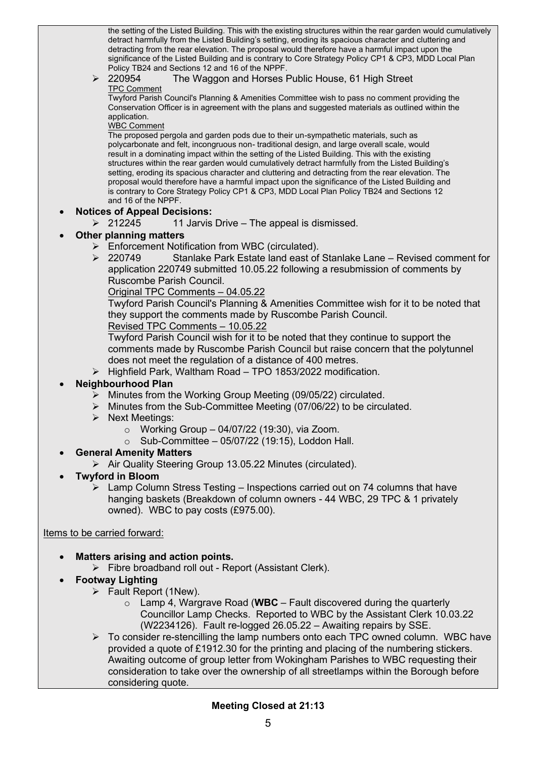the setting of the Listed Building. This with the existing structures within the rear garden would cumulatively detract harmfully from the Listed Building's setting, eroding its spacious character and cluttering and detracting from the rear elevation. The proposal would therefore have a harmful impact upon the significance of the Listed Building and is contrary to Core Strategy Policy CP1 & CP3, MDD Local Plan Policy TB24 and Sections 12 and 16 of the NPPF.

- 220954 The Waggon and Horses Public House, 61 High Street

  TPC Comment

  Twyford Parish Council's Planning & Amenities Committee wish to pass no comment providing the Conservation Officer is in agreement with the plans and suggested materials as outlined within the application.

  WBC Comment

  The proposed pergola and garden pods due to their un-sympathetic materials, such as polycarbonate and felt, incongruous non- traditional design, and large overall scale, would result in a dominating impact within the setting of the Listed Building. This with the existing structures within the rear garden would cumulatively detract harmfully from the Listed Building's setting, eroding its spacious character and cluttering and detracting from the rear elevation. The proposal would therefore have a harmful impact upon the significance of the Listed Building and is contrary to Core Strategy Policy CP1 & CP3, MDD Local Plan Policy TB24 and Sections 12 and 16 of the NPPF.

- **Notices of Appeal Decisions:**
  - 212245 11 Jarvis Drive – The appeal is dismissed.
- **Other planning matters**
  - Enforcement Notification from WBC (circulated).
  - 220749 Stanlake Park Estate land east of Stanlake Lane – Revised comment for application 220749 submitted 10.05.22 following a resubmission of comments by Ruscombe Parish Council.

    Original TPC Comments – 04.05.22

    Twyford Parish Council's Planning & Amenities Committee wish for it to be noted that they support the comments made by Ruscombe Parish Council.

    Revised TPC Comments – 10.05.22

    Twyford Parish Council wish for it to be noted that they continue to support the comments made by Ruscombe Parish Council but raise concern that the polytunnel does not meet the regulation of a distance of 400 metres.
  - Highfield Park, Waltham Road – TPO 1853/2022 modification.
- **Neighbourhood Plan**
  - Minutes from the Working Group Meeting (09/05/22) circulated.
  - Minutes from the Sub-Committee Meeting (07/06/22) to be circulated.
  - Next Meetings:
    - Working Group – 04/07/22 (19:30), via Zoom.
    - Sub-Committee – 05/07/22 (19:15), Loddon Hall.
- **General Amenity Matters**
  - Air Quality Steering Group 13.05.22 Minutes (circulated).
- **Twyford in Bloom**
  - Lamp Column Stress Testing – Inspections carried out on 74 columns that have hanging baskets (Breakdown of column owners - 44 WBC, 29 TPC & 1 privately owned). WBC to pay costs (£975.00).

Items to be carried forward:

- **Matters arising and action points.**
  - Fibre broadband roll out - Report (Assistant Clerk).
- **Footway Lighting**
  - Fault Report (1New).
    - Lamp 4, Wargrave Road (**WBC** – Fault discovered during the quarterly Councillor Lamp Checks. Reported to WBC by the Assistant Clerk 10.03.22 (W2234126). Fault re-logged 26.05.22 – Awaiting repairs by SSE.
  - To consider re-stencilling the lamp numbers onto each TPC owned column. WBC have provided a quote of £1912.30 for the printing and placing of the numbering stickers. Awaiting outcome of group letter from Wokingham Parishes to WBC requesting their consideration to take over the ownership of all streetlamps within the Borough before considering quote.

**Meeting Closed at 21:13**